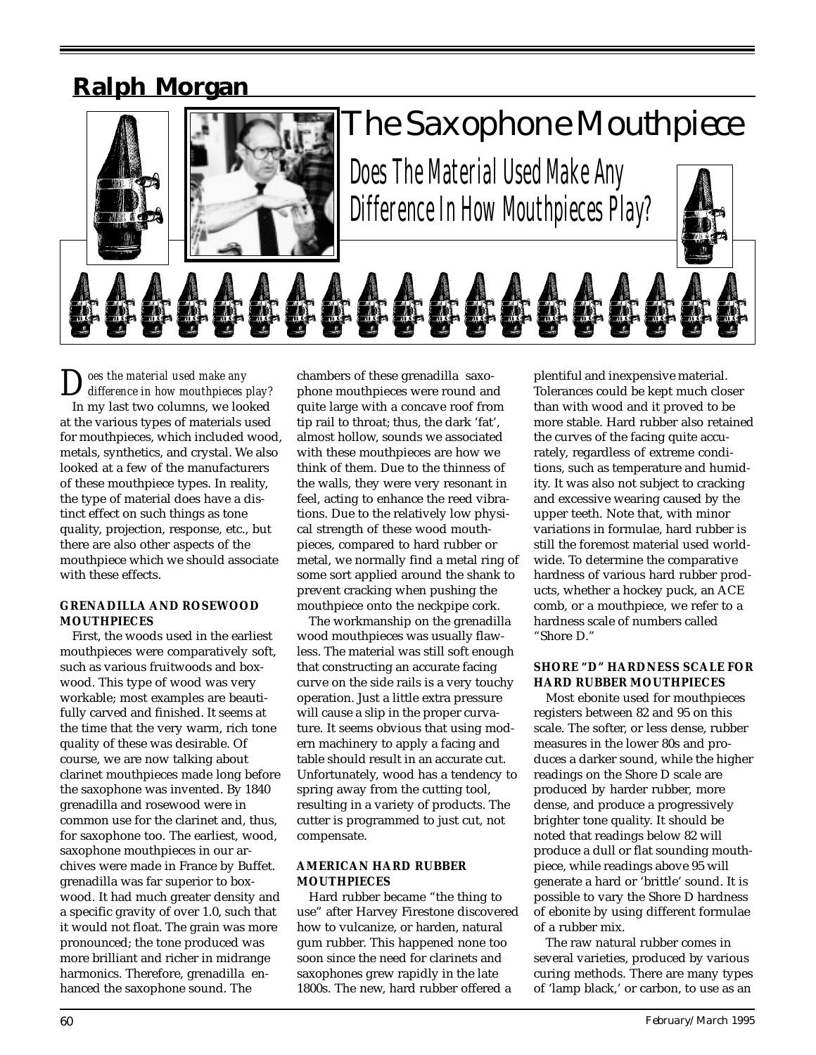## Ralph Morgan

# The Saxophone Mouthpiece

## Does The Material Used Make Any Difference In How Mouthpieces Play?

*Does the material used make any difference in how mouthpieces play?*

In my last two columns, we looked at the various types of materials used for mouthpieces, which included wood, metals, synthetics, and crystal. We also looked at a few of the manufacturers of these mouthpiece types. In reality, the type of material does have a distinct effect on such things as tone quality, projection, response, etc., but there are also other aspects of the mouthpiece which we should associate with these effects.

### GRENADILLA AND ROSEWOOD MOUTHPIECES

First, the woods used in the earliest mouthpieces were comparatively soft, such as various fruitwoods and boxwood. This type of wood was very workable; most examples are beautifully carved and finished. It seems at the time that the very warm, rich tone quality of these was desirable. Of course, we are now talking about clarinet mouthpieces made long before the saxophone was invented. By 1840 grenadilla and rosewood were in common use for the clarinet and, thus, for saxophone too. The earliest, wood, saxophone mouthpieces in our archives were made in France by Buffet. grenadilla was far superior to boxwood. It had much greater density and a specific gravity of over 1.0, such that it would not float. The grain was more pronounced; the tone produced was more brilliant and richer in midrange harmonics. Therefore, grenadilla enhanced the saxophone sound. The chambers of these grenadilla saxophone mouthpieces were round and quite large with a concave roof from tip rail to throat; thus, the dark 'fat', almost hollow, sounds we associated with these mouthpieces are how we think of them. Due to the thinness of the walls, they were very resonant in feel, acting to enhance the reed vibrations. Due to the relatively low physical strength of these wood mouthpieces, compared to hard rubber or metal, we normally find a metal ring of some sort applied around the shank to prevent cracking when pushing the mouthpiece onto the neckpipe cork.

The workmanship on the grenadilla wood mouthpieces was usually flawless. The material was still soft enough that constructing an accurate facing curve on the side rails is a very touchy operation. Just a little extra pressure will cause a slip in the proper curvature. It seems obvious that using modern machinery to apply a facing and table should result in an accurate cut. Unfortunately, wood has a tendency to spring away from the cutting tool, resulting in a variety of products. The cutter is programmed to just cut, not compensate.

### AMERICAN HARD RUBBER MOUTHPIECES

Hard rubber became "the thing to use" after Harvey Firestone discovered how to vulcanize, or harden, natural gum rubber. This happened none too soon since the need for clarinets and saxophones grew rapidly in the late 1800s. The new, hard rubber offered a plentiful and inexpensive material. Tolerances could be kept much closer than with wood and it proved to be more stable. Hard rubber also retained the curves of the facing quite accurately, regardless of extreme conditions, such as temperature and humidity. It was also not subject to cracking and excessive wearing caused by the upper teeth. Note that, with minor variations in formulae, hard rubber is still the foremost material used worldwide. To determine the comparative hardness of various hard rubber products, whether a hockey puck, an ACE comb, or a mouthpiece, we refer to a hardness scale of numbers called "Shore D."

### SHORE "D" HARDNESS SCALE FOR HARD RUBBER MOUTHPIECES

Most ebonite used for mouthpieces registers between 82 and 95 on this scale. The softer, or less dense, rubber measures in the lower 80s and produces a darker sound, while the higher readings on the Shore D scale are produced by harder rubber, more dense, and produce a progressively brighter tone quality. It should be noted that readings below 82 will produce a dull or flat sounding mouthpiece, while readings above 95 will generate a hard or 'brittle' sound. It is possible to vary the Shore D hardness of ebonite by using different formulae of a rubber mix.

The raw natural rubber comes in several varieties, produced by various curing methods. There are many types of 'lamp black,' or carbon, to use as an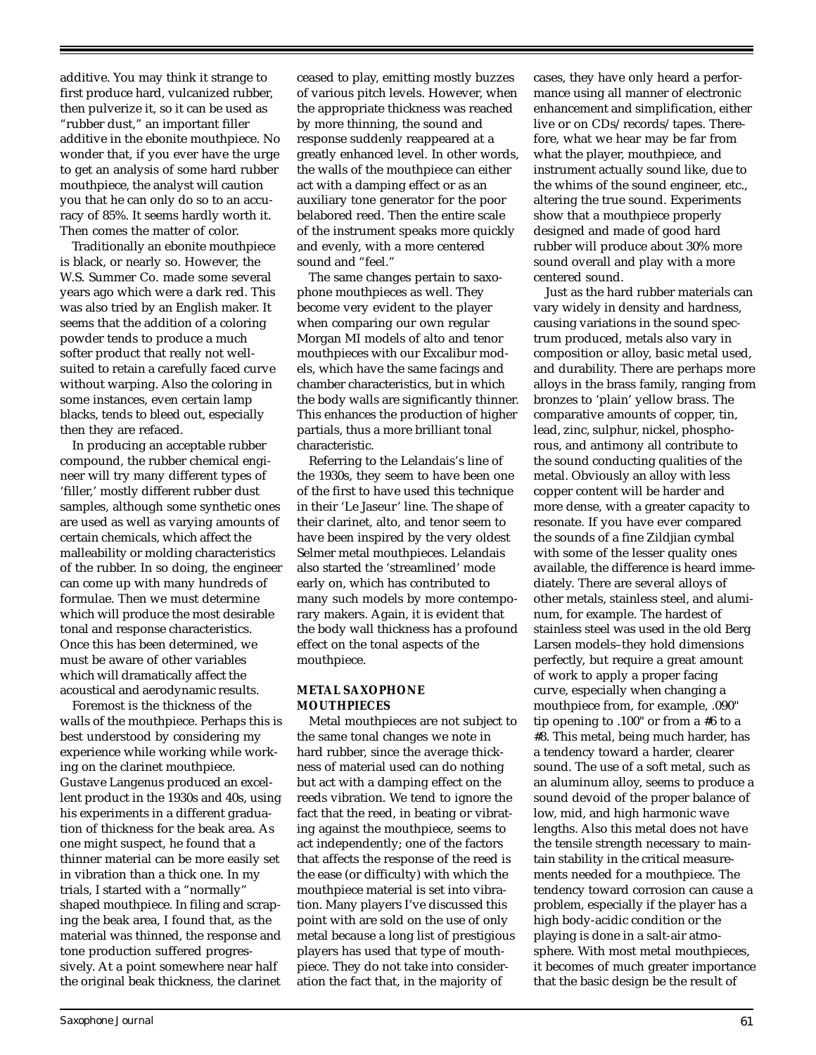additive. You may think it strange to first produce hard, vulcanized rubber, then pulverize it, so it can be used as "rubber dust," an important filler additive in the ebonite mouthpiece. No wonder that, if you ever have the urge to get an analysis of some hard rubber mouthpiece, the analyst will caution you that he can only do so to an accuracy of 85%. It seems hardly worth it. Then comes the matter of color.

Traditionally an ebonite mouthpiece is black, or nearly so. However, the W.S. Summer Co. made some several years ago which were a dark red. This was also tried by an English maker. It seems that the addition of a coloring powder tends to produce a much softer product that really not well-suited to retain a carefully faced curve without warping. Also the coloring in some instances, even certain lamp blacks, tends to bleed out, especially then they are refaced.

In producing an acceptable rubber compound, the rubber chemical engineer will try many different types of 'filler,' mostly different rubber dust samples, although some synthetic ones are used as well as varying amounts of certain chemicals, which affect the malleability or molding characteristics of the rubber. In so doing, the engineer can come up with many hundreds of formulae. Then we must determine which will produce the most desirable tonal and response characteristics. Once this has been determined, we must be aware of other variables which will dramatically affect the acoustical and aerodynamic results.

Foremost is the thickness of the walls of the mouthpiece. Perhaps this is best understood by considering my experience while working while working on the clarinet mouthpiece. Gustave Langenus produced an excellent product in the 1930s and 40s, using his experiments in a different graduation of thickness for the beak area. As one might suspect, he found that a thinner material can be more easily set in vibration than a thick one. In my trials, I started with a "normally" shaped mouthpiece. In filing and scraping the beak area, I found that, as the material was thinned, the response and tone production suffered progressively. At a point somewhere near half the original beak thickness, the clarinet ceased to play, emitting mostly buzzes of various pitch levels. However, when the appropriate thickness was reached by more thinning, the sound and response suddenly reappeared at a greatly enhanced level. In other words, the walls of the mouthpiece can either act with a damping effect or as an auxiliary tone generator for the poor belabored reed. Then the entire scale of the instrument speaks more quickly and evenly, with a more centered sound and "feel."

The same changes pertain to saxophone mouthpieces as well. They become very evident to the player when comparing our own regular Morgan MI models of alto and tenor mouthpieces with our Excalibur models, which have the same facings and chamber characteristics, but in which the body walls are significantly thinner. This enhances the production of higher partials, thus a more brilliant tonal characteristic.

Referring to the Lelandais's line of the 1930s, they seem to have been one of the first to have used this technique in their 'Le Jaseur' line. The shape of their clarinet, alto, and tenor seem to have been inspired by the very oldest Selmer metal mouthpieces. Lelandais also started the 'streamlined' mode early on, which has contributed to many such models by more contemporary makers. Again, it is evident that the body wall thickness has a profound effect on the tonal aspects of the mouthpiece.

### METAL SAXOPHONE MOUTHPIECES

Metal mouthpieces are not subject to the same tonal changes we note in hard rubber, since the average thickness of material used can do nothing but act with a damping effect on the reeds vibration. We tend to ignore the fact that the reed, in beating or vibrating against the mouthpiece, seems to act independently; one of the factors that affects the response of the reed is the ease (or difficulty) with which the mouthpiece material is set into vibration. Many players I've discussed this point with are sold on the use of only metal because a long list of prestigious players has used that type of mouthpiece. They do not take into consideration the fact that, in the majority of cases, they have only heard a performance using all manner of electronic enhancement and simplification, either live or on CDs/records/tapes. Therefore, what we hear may be far from what the player, mouthpiece, and instrument actually sound like, due to the whims of the sound engineer, etc., altering the true sound. Experiments show that a mouthpiece properly designed and made of good hard rubber will produce about 30% more sound overall and play with a more centered sound.

Just as the hard rubber materials can vary widely in density and hardness, causing variations in the sound spectrum produced, metals also vary in composition or alloy, basic metal used, and durability. There are perhaps more alloys in the brass family, ranging from bronzes to 'plain' yellow brass. The comparative amounts of copper, tin, lead, zinc, sulphur, nickel, phosphorous, and antimony all contribute to the sound conducting qualities of the metal. Obviously an alloy with less copper content will be harder and more dense, with a greater capacity to resonate. If you have ever compared the sounds of a fine Zildjian cymbal with some of the lesser quality ones available, the difference is heard immediately. There are several alloys of other metals, stainless steel, and aluminum, for example. The hardest of stainless steel was used in the old Berg Larsen models–they hold dimensions perfectly, but require a great amount of work to apply a proper facing curve, especially when changing a mouthpiece from, for example, .090" tip opening to .100" or from a #6 to a #8. This metal, being much harder, has a tendency toward a harder, clearer sound. The use of a soft metal, such as an aluminum alloy, seems to produce a sound devoid of the proper balance of low, mid, and high harmonic wave lengths. Also this metal does not have the tensile strength necessary to maintain stability in the critical measurements needed for a mouthpiece. The tendency toward corrosion can cause a problem, especially if the player has a high body-acidic condition or the playing is done in a salt-air atmosphere. With most metal mouthpieces, it becomes of much greater importance that the basic design be the result of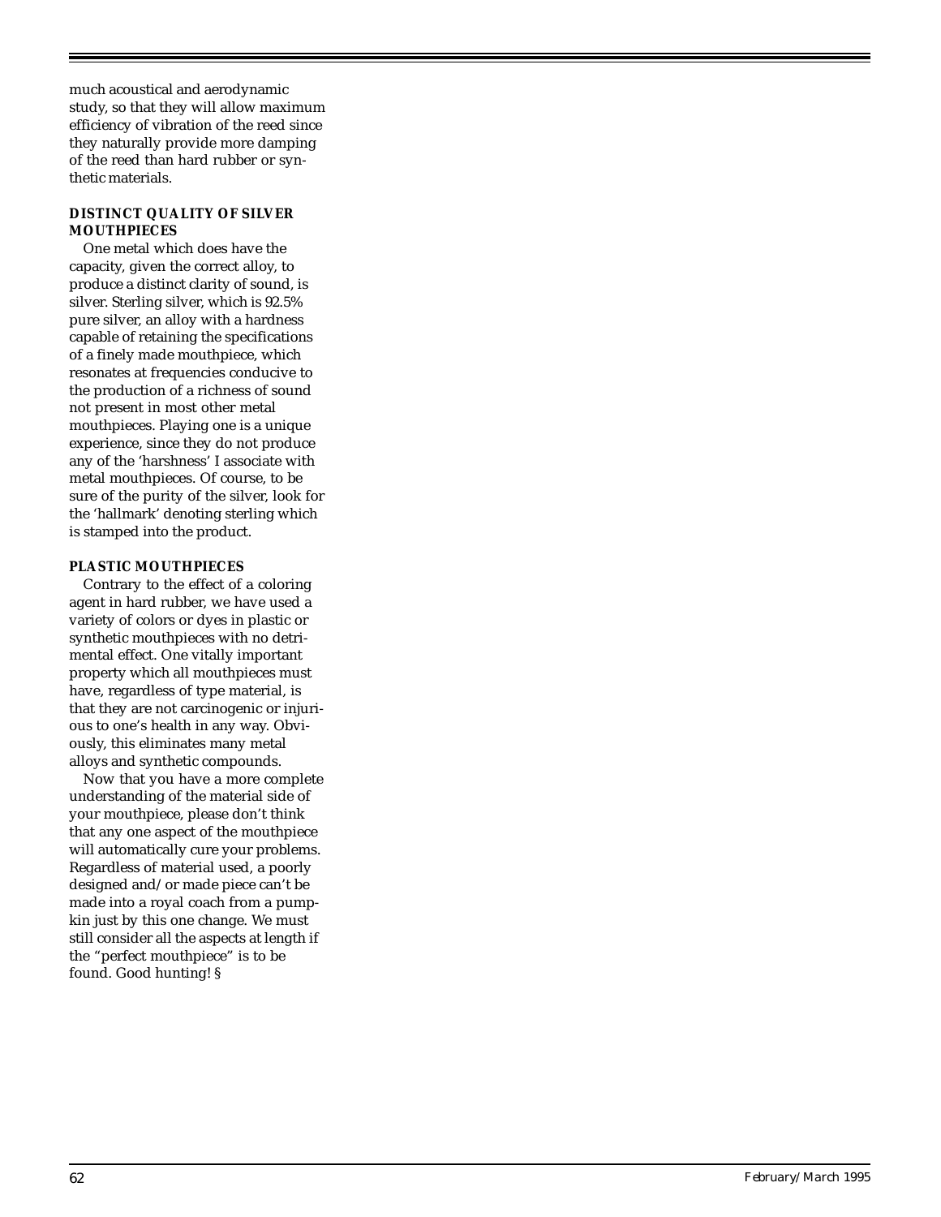much acoustical and aerodynamic study, so that they will allow maximum efficiency of vibration of the reed since they naturally provide more damping of the reed than hard rubber or synthetic materials.

### DISTINCT QUALITY OF SILVER MOUTHPIECES

One metal which does have the capacity, given the correct alloy, to produce a distinct clarity of sound, is silver. Sterling silver, which is 92.5% pure silver, an alloy with a hardness capable of retaining the specifications of a finely made mouthpiece, which resonates at frequencies conducive to the production of a richness of sound not present in most other metal mouthpieces. Playing one is a unique experience, since they do not produce any of the 'harshness' I associate with metal mouthpieces. Of course, to be sure of the purity of the silver, look for the 'hallmark' denoting sterling which is stamped into the product.

### PLASTIC MOUTHPIECES

Contrary to the effect of a coloring agent in hard rubber, we have used a variety of colors or dyes in plastic or synthetic mouthpieces with no detrimental effect. One vitally important property which all mouthpieces must have, regardless of type material, is that they are not carcinogenic or injurious to one's health in any way. Obviously, this eliminates many metal alloys and synthetic compounds.

Now that you have a more complete understanding of the material side of your mouthpiece, please don't think that any one aspect of the mouthpiece will automatically cure your problems. Regardless of material used, a poorly designed and/or made piece can't be made into a royal coach from a pumpkin just by this one change. We must still consider all the aspects at length if the "perfect mouthpiece" is to be found. Good hunting! §